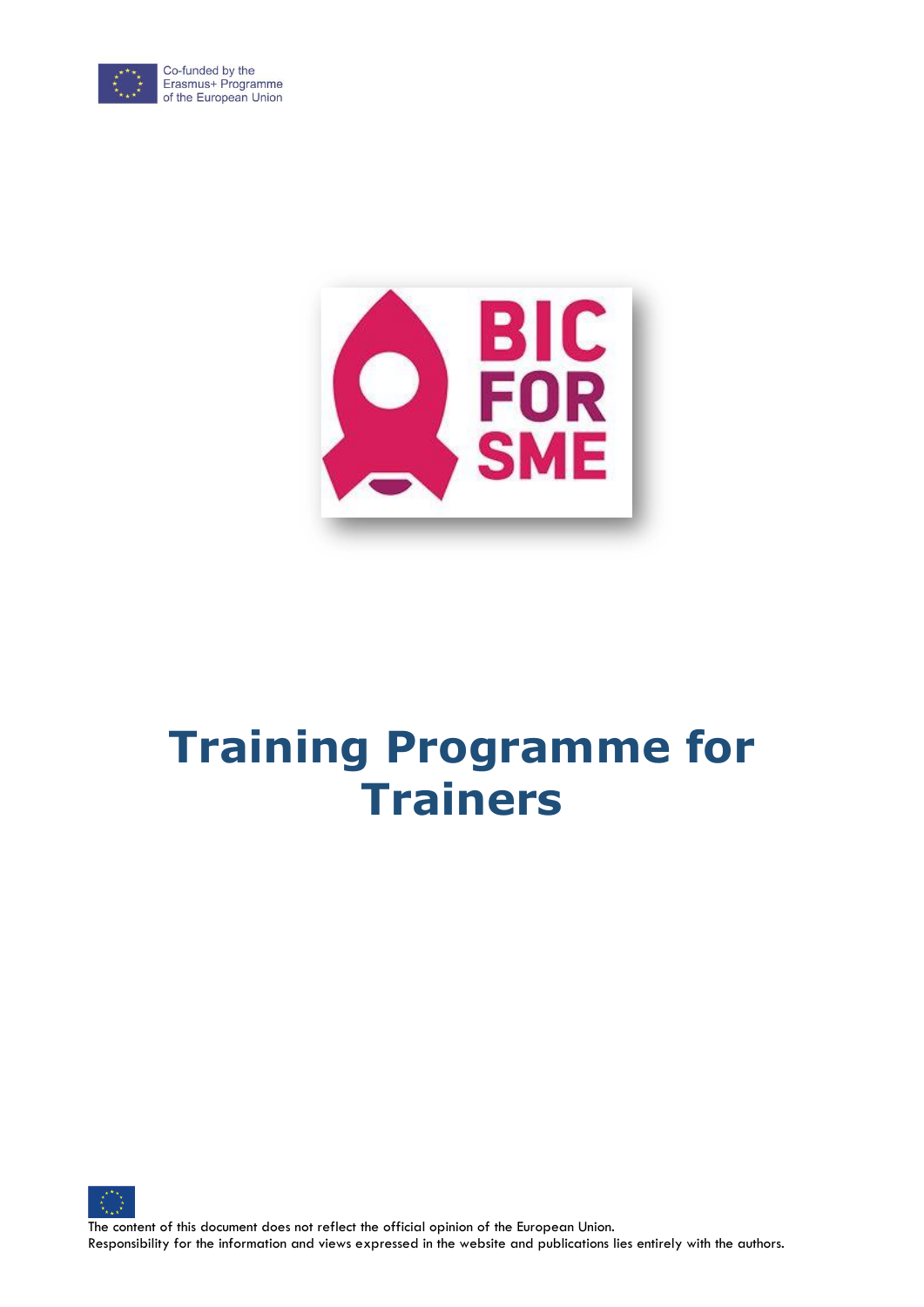Co-funded by the Erasmus+ Programme of the European Union

BIC FOR SME

# Training Programme for Trainers

The content of this document does not reflect the official opinion of the European Union.
Responsibility for the information and views expressed in the website and publications lies entirely with the authors.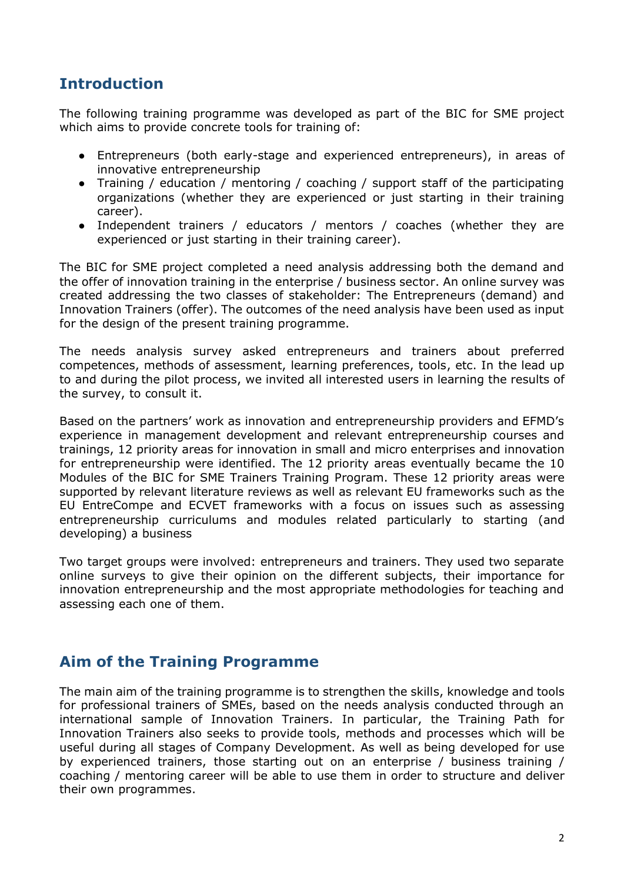## Introduction

The following training programme was developed as part of the BIC for SME project which aims to provide concrete tools for training of:

- Entrepreneurs (both early-stage and experienced entrepreneurs), in areas of innovative entrepreneurship
- Training / education / mentoring / coaching / support staff of the participating organizations (whether they are experienced or just starting in their training career).
- Independent trainers / educators / mentors / coaches (whether they are experienced or just starting in their training career).

The BIC for SME project completed a need analysis addressing both the demand and the offer of innovation training in the enterprise / business sector. An online survey was created addressing the two classes of stakeholder: The Entrepreneurs (demand) and Innovation Trainers (offer). The outcomes of the need analysis have been used as input for the design of the present training programme.

The needs analysis survey asked entrepreneurs and trainers about preferred competences, methods of assessment, learning preferences, tools, etc. In the lead up to and during the pilot process, we invited all interested users in learning the results of the survey, to consult it.

Based on the partners' work as innovation and entrepreneurship providers and EFMD's experience in management development and relevant entrepreneurship courses and trainings, 12 priority areas for innovation in small and micro enterprises and innovation for entrepreneurship were identified. The 12 priority areas eventually became the 10 Modules of the BIC for SME Trainers Training Program. These 12 priority areas were supported by relevant literature reviews as well as relevant EU frameworks such as the EU EntreCompe and ECVET frameworks with a focus on issues such as assessing entrepreneurship curriculums and modules related particularly to starting (and developing) a business

Two target groups were involved: entrepreneurs and trainers. They used two separate online surveys to give their opinion on the different subjects, their importance for innovation entrepreneurship and the most appropriate methodologies for teaching and assessing each one of them.

## Aim of the Training Programme

The main aim of the training programme is to strengthen the skills, knowledge and tools for professional trainers of SMEs, based on the needs analysis conducted through an international sample of Innovation Trainers. In particular, the Training Path for Innovation Trainers also seeks to provide tools, methods and processes which will be useful during all stages of Company Development. As well as being developed for use by experienced trainers, those starting out on an enterprise / business training / coaching / mentoring career will be able to use them in order to structure and deliver their own programmes.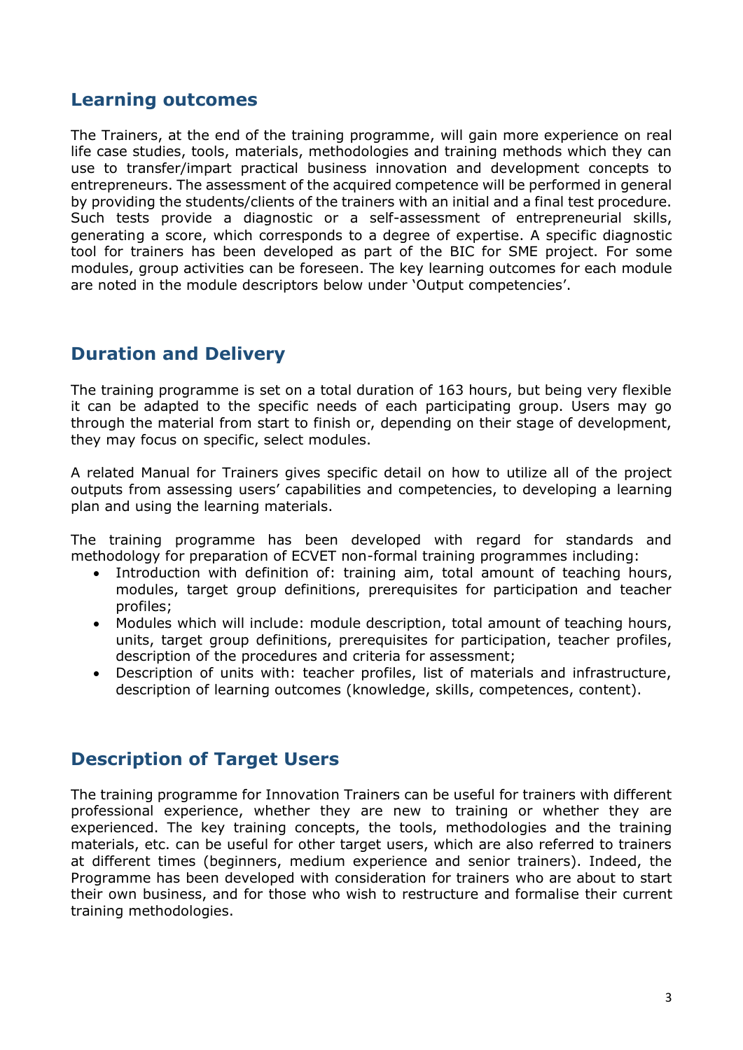## Learning outcomes

The Trainers, at the end of the training programme, will gain more experience on real life case studies, tools, materials, methodologies and training methods which they can use to transfer/impart practical business innovation and development concepts to entrepreneurs. The assessment of the acquired competence will be performed in general by providing the students/clients of the trainers with an initial and a final test procedure. Such tests provide a diagnostic or a self-assessment of entrepreneurial skills, generating a score, which corresponds to a degree of expertise. A specific diagnostic tool for trainers has been developed as part of the BIC for SME project. For some modules, group activities can be foreseen. The key learning outcomes for each module are noted in the module descriptors below under 'Output competencies'.

## Duration and Delivery

The training programme is set on a total duration of 163 hours, but being very flexible it can be adapted to the specific needs of each participating group. Users may go through the material from start to finish or, depending on their stage of development, they may focus on specific, select modules.

A related Manual for Trainers gives specific detail on how to utilize all of the project outputs from assessing users' capabilities and competencies, to developing a learning plan and using the learning materials.

The training programme has been developed with regard for standards and methodology for preparation of ECVET non-formal training programmes including:

- Introduction with definition of: training aim, total amount of teaching hours, modules, target group definitions, prerequisites for participation and teacher profiles;
- Modules which will include: module description, total amount of teaching hours, units, target group definitions, prerequisites for participation, teacher profiles, description of the procedures and criteria for assessment;
- Description of units with: teacher profiles, list of materials and infrastructure, description of learning outcomes (knowledge, skills, competences, content).

## Description of Target Users

The training programme for Innovation Trainers can be useful for trainers with different professional experience, whether they are new to training or whether they are experienced. The key training concepts, the tools, methodologies and the training materials, etc. can be useful for other target users, which are also referred to trainers at different times (beginners, medium experience and senior trainers). Indeed, the Programme has been developed with consideration for trainers who are about to start their own business, and for those who wish to restructure and formalise their current training methodologies.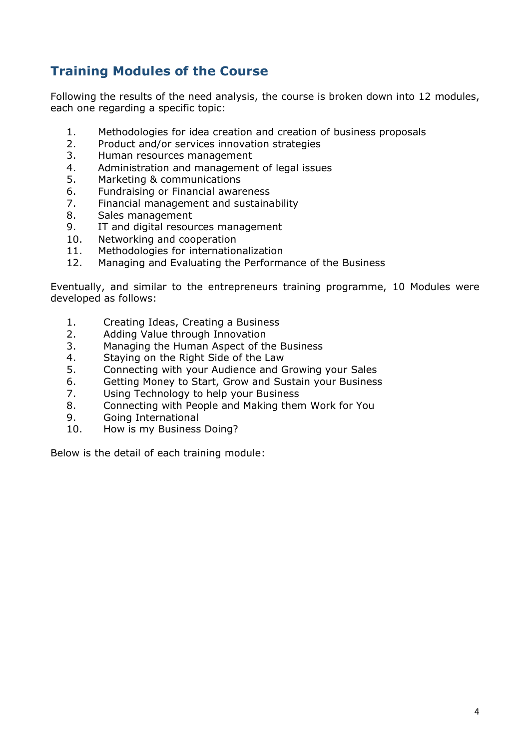## Training Modules of the Course

Following the results of the need analysis, the course is broken down into 12 modules, each one regarding a specific topic:

1. Methodologies for idea creation and creation of business proposals
2. Product and/or services innovation strategies
3. Human resources management
4. Administration and management of legal issues
5. Marketing & communications
6. Fundraising or Financial awareness
7. Financial management and sustainability
8. Sales management
9. IT and digital resources management
10. Networking and cooperation
11. Methodologies for internationalization
12. Managing and Evaluating the Performance of the Business

Eventually, and similar to the entrepreneurs training programme, 10 Modules were developed as follows:

1. Creating Ideas, Creating a Business
2. Adding Value through Innovation
3. Managing the Human Aspect of the Business
4. Staying on the Right Side of the Law
5. Connecting with your Audience and Growing your Sales
6. Getting Money to Start, Grow and Sustain your Business
7. Using Technology to help your Business
8. Connecting with People and Making them Work for You
9. Going International
10. How is my Business Doing?

Below is the detail of each training module: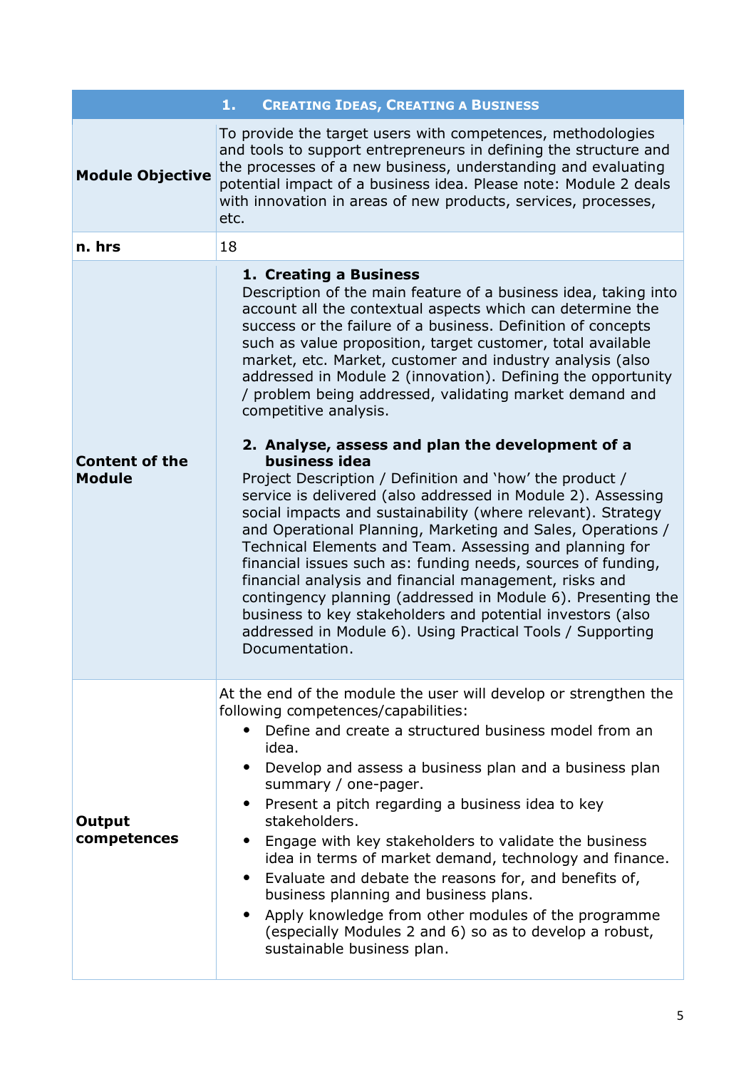| | 1. Creating Ideas, Creating a Business |
|---|---|
| **Module Objective** | To provide the target users with competences, methodologies and tools to support entrepreneurs in defining the structure and the processes of a new business, understanding and evaluating potential impact of a business idea. Please note: Module 2 deals with innovation in areas of new products, services, processes, etc. |
| **n. hrs** | 18 |
| **Content of the Module** | **1. Creating a Business**<br>Description of the main feature of a business idea, taking into account all the contextual aspects which can determine the success or the failure of a business. Definition of concepts such as value proposition, target customer, total available market, etc. Market, customer and industry analysis (also addressed in Module 2 (innovation). Defining the opportunity / problem being addressed, validating market demand and competitive analysis.<br><br>**2. Analyse, assess and plan the development of a business idea**<br>Project Description / Definition and 'how' the product / service is delivered (also addressed in Module 2). Assessing social impacts and sustainability (where relevant). Strategy and Operational Planning, Marketing and Sales, Operations / Technical Elements and Team. Assessing and planning for financial issues such as: funding needs, sources of funding, financial analysis and financial management, risks and contingency planning (addressed in Module 6). Presenting the business to key stakeholders and potential investors (also addressed in Module 6). Using Practical Tools / Supporting Documentation. |
| **Output competences** | At the end of the module the user will develop or strengthen the following competences/capabilities:<br>• Define and create a structured business model from an idea.<br>• Develop and assess a business plan and a business plan summary / one-pager.<br>• Present a pitch regarding a business idea to key stakeholders.<br>• Engage with key stakeholders to validate the business idea in terms of market demand, technology and finance.<br>• Evaluate and debate the reasons for, and benefits of, business planning and business plans.<br>• Apply knowledge from other modules of the programme (especially Modules 2 and 6) so as to develop a robust, sustainable business plan. |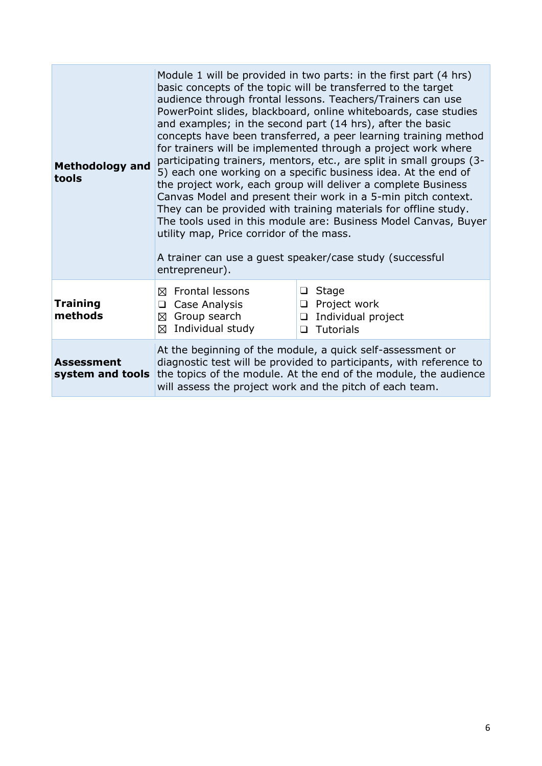| | | |
|---|---|---|
| **Methodology and tools** | Module 1 will be provided in two parts: in the first part (4 hrs) basic concepts of the topic will be transferred to the target audience through frontal lessons. Teachers/Trainers can use PowerPoint slides, blackboard, online whiteboards, case studies and examples; in the second part (14 hrs), after the basic concepts have been transferred, a peer learning training method for trainers will be implemented through a project work where participating trainers, mentors, etc., are split in small groups (3-5) each one working on a specific business idea. At the end of the project work, each group will deliver a complete Business Canvas Model and present their work in a 5-min pitch context. They can be provided with training materials for offline study. The tools used in this module are: Business Model Canvas, Buyer utility map, Price corridor of the mass.<br><br>A trainer can use a guest speaker/case study (successful entrepreneur). | |
| **Training methods** | ☒ Frontal lessons<br>❑ Case Analysis<br>☒ Group search<br>☒ Individual study | ❑ Stage<br>❑ Project work<br>❑ Individual project<br>❑ Tutorials |
| **Assessment system and tools** | At the beginning of the module, a quick self-assessment or diagnostic test will be provided to participants, with reference to the topics of the module. At the end of the module, the audience will assess the project work and the pitch of each team. | |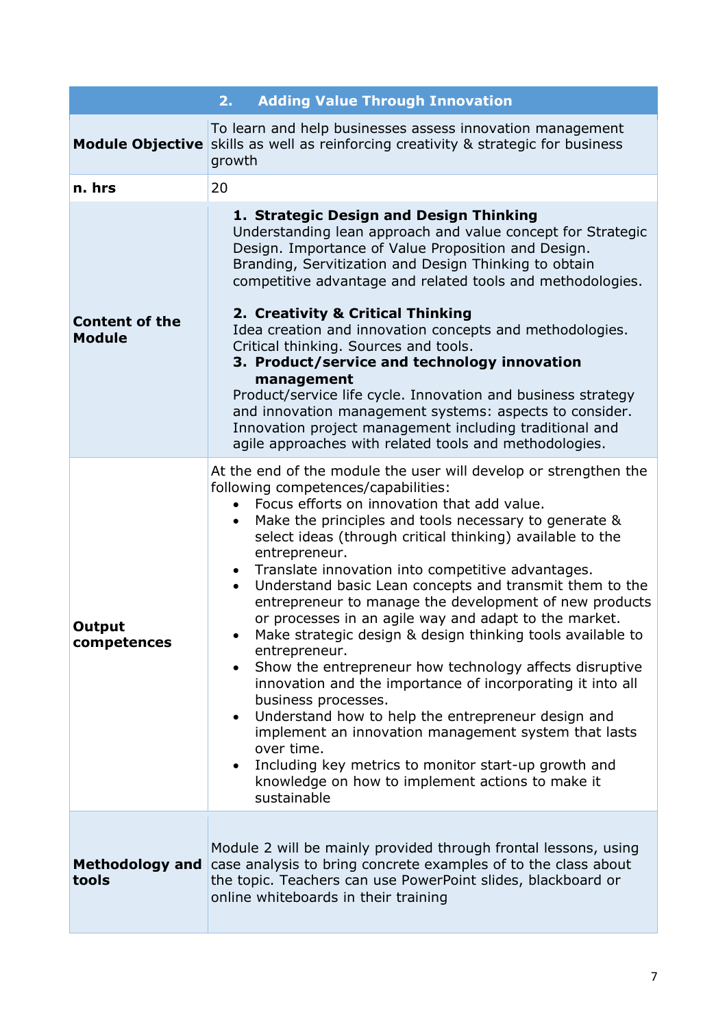| 2. Adding Value Through Innovation | |
|---|---|
| **Module Objective** | To learn and help businesses assess innovation management skills as well as reinforcing creativity & strategic for business growth |
| **n. hrs** | 20 |
| **Content of the Module** | **1. Strategic Design and Design Thinking**<br>Understanding lean approach and value concept for Strategic Design. Importance of Value Proposition and Design. Branding, Servitization and Design Thinking to obtain competitive advantage and related tools and methodologies.<br><br>**2. Creativity & Critical Thinking**<br>Idea creation and innovation concepts and methodologies. Critical thinking. Sources and tools.<br>**3. Product/service and technology innovation management**<br>Product/service life cycle. Innovation and business strategy and innovation management systems: aspects to consider. Innovation project management including traditional and agile approaches with related tools and methodologies. |
| **Output competences** | At the end of the module the user will develop or strengthen the following competences/capabilities:<br>• Focus efforts on innovation that add value.<br>• Make the principles and tools necessary to generate & select ideas (through critical thinking) available to the entrepreneur.<br>• Translate innovation into competitive advantages.<br>• Understand basic Lean concepts and transmit them to the entrepreneur to manage the development of new products or processes in an agile way and adapt to the market.<br>• Make strategic design & design thinking tools available to entrepreneur.<br>• Show the entrepreneur how technology affects disruptive innovation and the importance of incorporating it into all business processes.<br>• Understand how to help the entrepreneur design and implement an innovation management system that lasts over time.<br>• Including key metrics to monitor start-up growth and knowledge on how to implement actions to make it sustainable |
| **Methodology and tools** | Module 2 will be mainly provided through frontal lessons, using case analysis to bring concrete examples of to the class about the topic. Teachers can use PowerPoint slides, blackboard or online whiteboards in their training |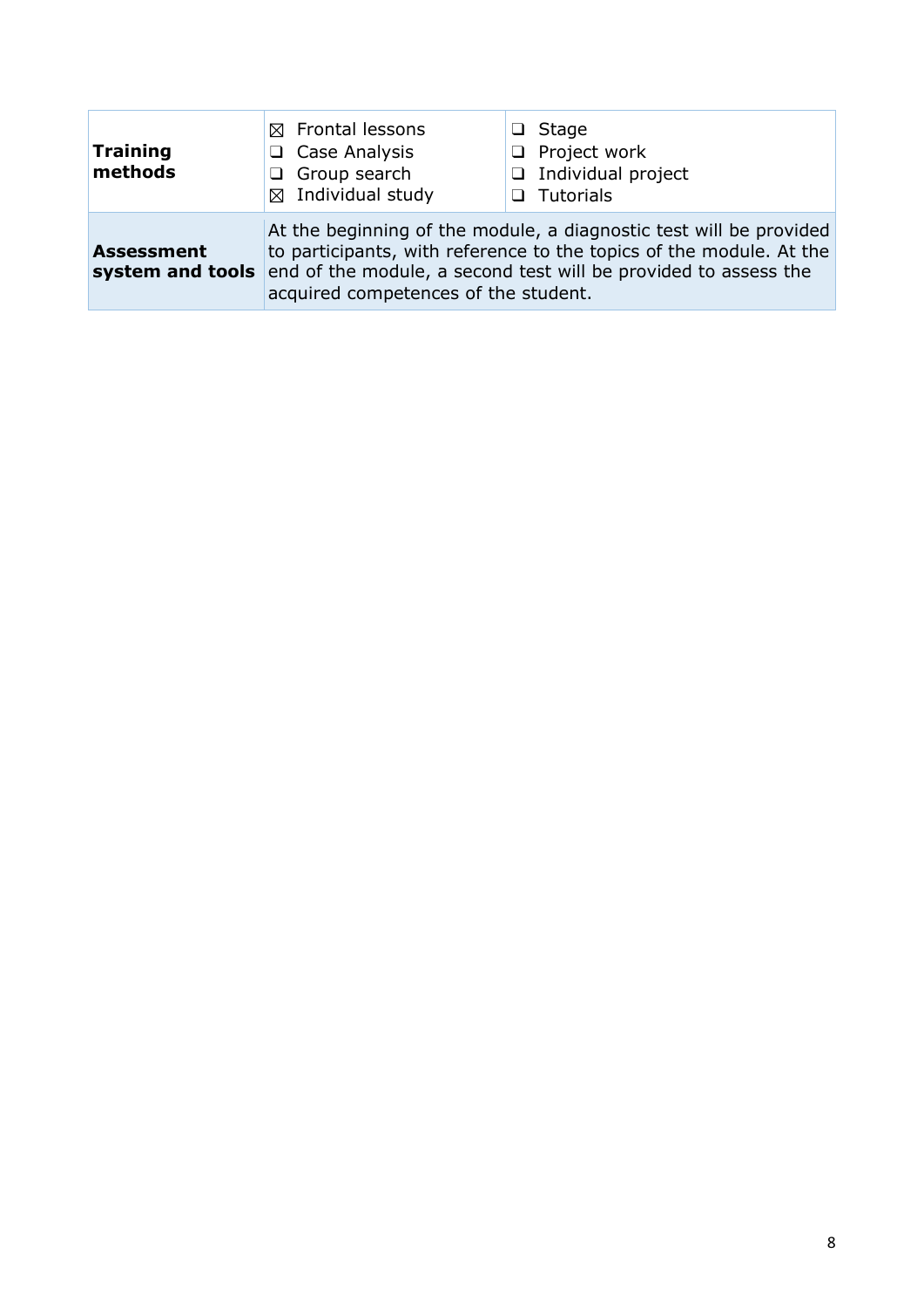| **Training methods** | ☒ Frontal lessons<br>❑ Case Analysis<br>❑ Group search<br>☒ Individual study | ❑ Stage<br>❑ Project work<br>❑ Individual project<br>❑ Tutorials |
|---|---|---|
| **Assessment system and tools** | At the beginning of the module, a diagnostic test will be provided to participants, with reference to the topics of the module. At the end of the module, a second test will be provided to assess the acquired competences of the student. | |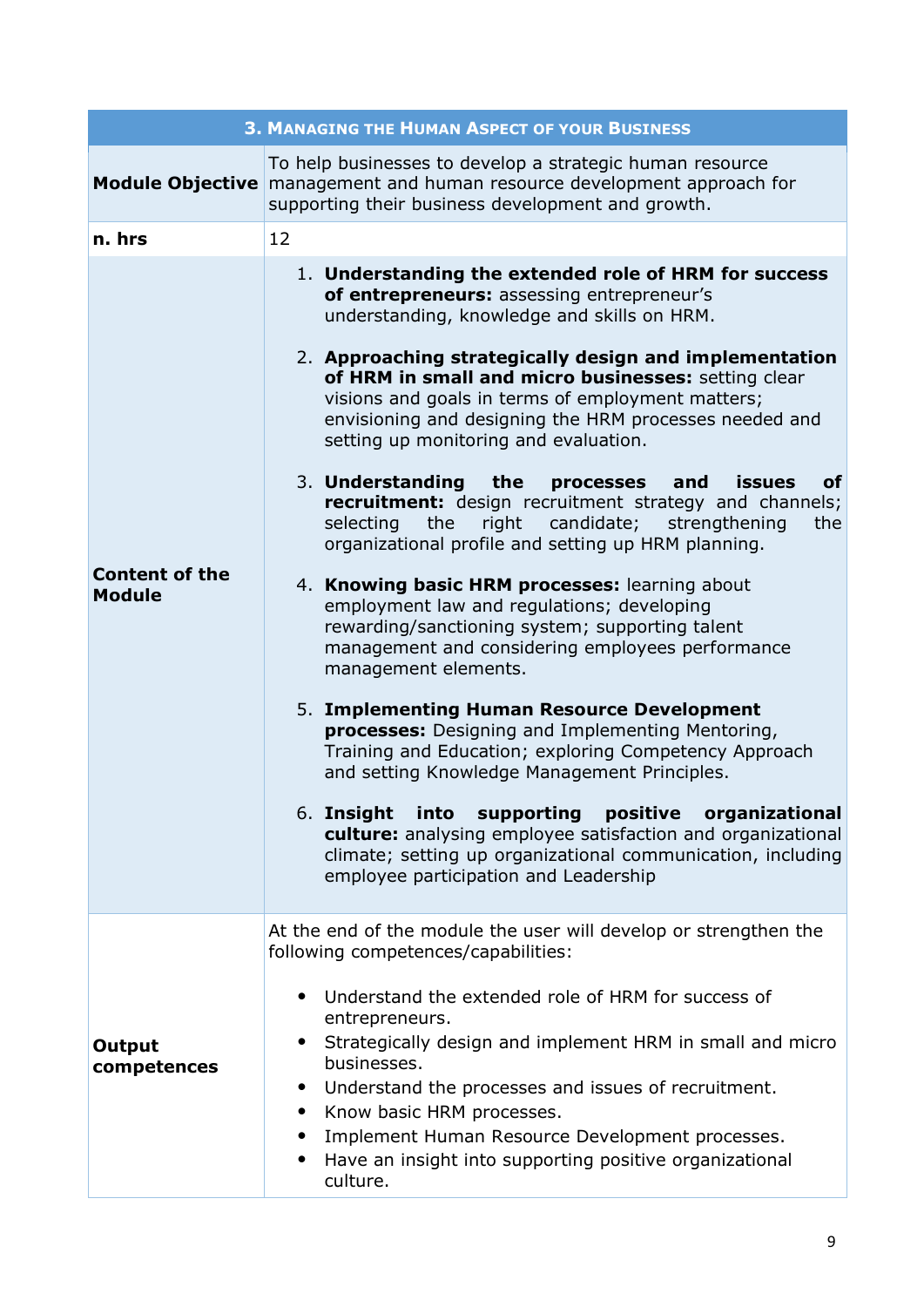| 3. Managing the Human Aspect of your Business | |
|---|---|
| **Module Objective** | To help businesses to develop a strategic human resource management and human resource development approach for supporting their business development and growth. |
| **n. hrs** | 12 |
| **Content of the Module** | 1. **Understanding the extended role of HRM for success of entrepreneurs:** assessing entrepreneur's understanding, knowledge and skills on HRM.<br><br>2. **Approaching strategically design and implementation of HRM in small and micro businesses:** setting clear visions and goals in terms of employment matters; envisioning and designing the HRM processes needed and setting up monitoring and evaluation.<br><br>3. **Understanding the processes and issues of recruitment:** design recruitment strategy and channels; selecting the right candidate; strengthening the organizational profile and setting up HRM planning.<br><br>4. **Knowing basic HRM processes:** learning about employment law and regulations; developing rewarding/sanctioning system; supporting talent management and considering employees performance management elements.<br><br>5. **Implementing Human Resource Development processes:** Designing and Implementing Mentoring, Training and Education; exploring Competency Approach and setting Knowledge Management Principles.<br><br>6. **Insight into supporting positive organizational culture:** analysing employee satisfaction and organizational climate; setting up organizational communication, including employee participation and Leadership |
| **Output competences** | At the end of the module the user will develop or strengthen the following competences/capabilities:<br><br>• Understand the extended role of HRM for success of entrepreneurs.<br>• Strategically design and implement HRM in small and micro businesses.<br>• Understand the processes and issues of recruitment.<br>• Know basic HRM processes.<br>• Implement Human Resource Development processes.<br>• Have an insight into supporting positive organizational culture. |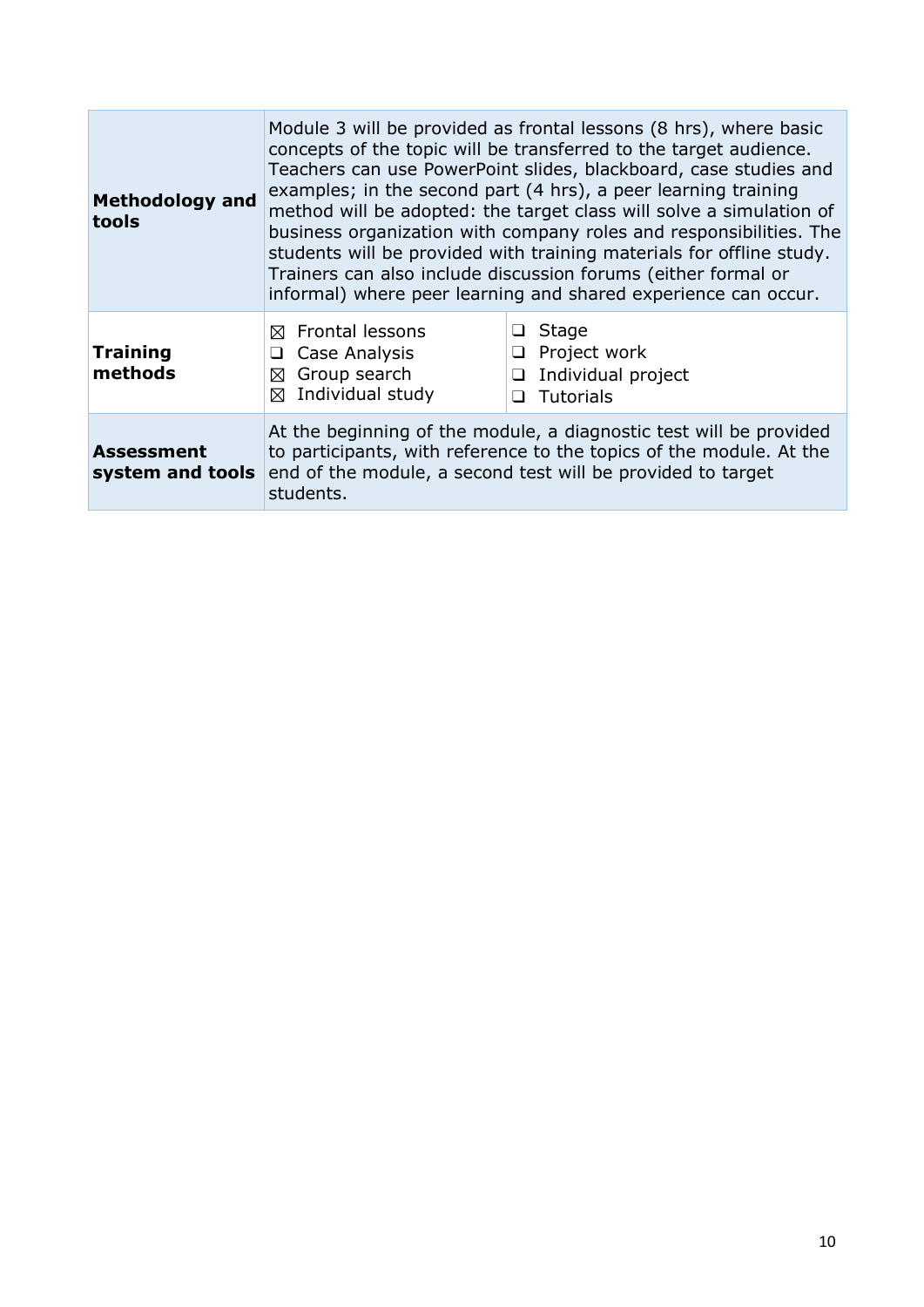| | | |
|---|---|---|
| **Methodology and tools** | Module 3 will be provided as frontal lessons (8 hrs), where basic concepts of the topic will be transferred to the target audience. Teachers can use PowerPoint slides, blackboard, case studies and examples; in the second part (4 hrs), a peer learning training method will be adopted: the target class will solve a simulation of business organization with company roles and responsibilities. The students will be provided with training materials for offline study. Trainers can also include discussion forums (either formal or informal) where peer learning and shared experience can occur. | |
| **Training methods** | ☒ Frontal lessons<br>❑ Case Analysis<br>☒ Group search<br>☒ Individual study | ❑ Stage<br>❑ Project work<br>❑ Individual project<br>❑ Tutorials |
| **Assessment system and tools** | At the beginning of the module, a diagnostic test will be provided to participants, with reference to the topics of the module. At the end of the module, a second test will be provided to target students. | |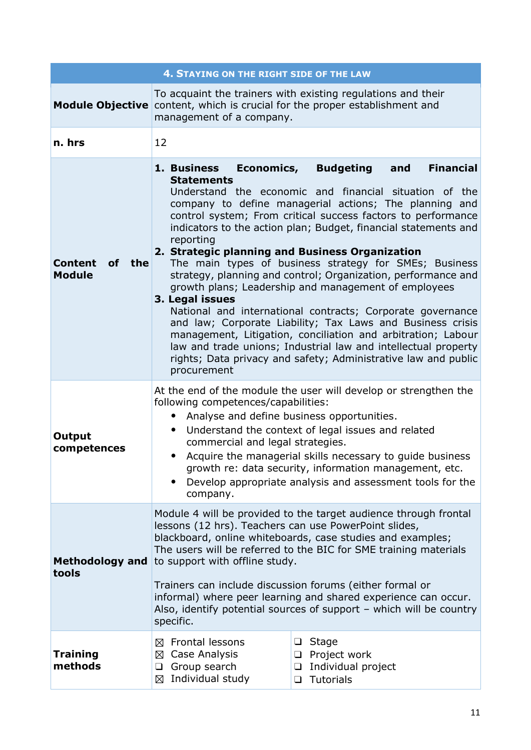| 4. STAYING ON THE RIGHT SIDE OF THE LAW | | |
|---|---|---|
| **Module Objective** | To acquaint the trainers with existing regulations and their content, which is crucial for the proper establishment and management of a company. | |
| **n. hrs** | 12 | |
| **Content of the Module** | **1. Business Economics, Budgeting and Financial Statements**<br>Understand the economic and financial situation of the company to define managerial actions; The planning and control system; From critical success factors to performance indicators to the action plan; Budget, financial statements and reporting<br>**2. Strategic planning and Business Organization**<br>The main types of business strategy for SMEs; Business strategy, planning and control; Organization, performance and growth plans; Leadership and management of employees<br>**3. Legal issues**<br>National and international contracts; Corporate governance and law; Corporate Liability; Tax Laws and Business crisis management, Litigation, conciliation and arbitration; Labour law and trade unions; Industrial law and intellectual property rights; Data privacy and safety; Administrative law and public procurement | |
| **Output competences** | At the end of the module the user will develop or strengthen the following competences/capabilities:<br>• Analyse and define business opportunities.<br>• Understand the context of legal issues and related commercial and legal strategies.<br>• Acquire the managerial skills necessary to guide business growth re: data security, information management, etc.<br>• Develop appropriate analysis and assessment tools for the company. | |
| **Methodology and tools** | Module 4 will be provided to the target audience through frontal lessons (12 hrs). Teachers can use PowerPoint slides, blackboard, online whiteboards, case studies and examples; The users will be referred to the BIC for SME training materials to support with offline study.<br><br>Trainers can include discussion forums (either formal or informal) where peer learning and shared experience can occur. Also, identify potential sources of support – which will be country specific. | |
| **Training methods** | ☒ Frontal lessons<br>☒ Case Analysis<br>❑ Group search<br>☒ Individual study | ❑ Stage<br>❑ Project work<br>❑ Individual project<br>❑ Tutorials |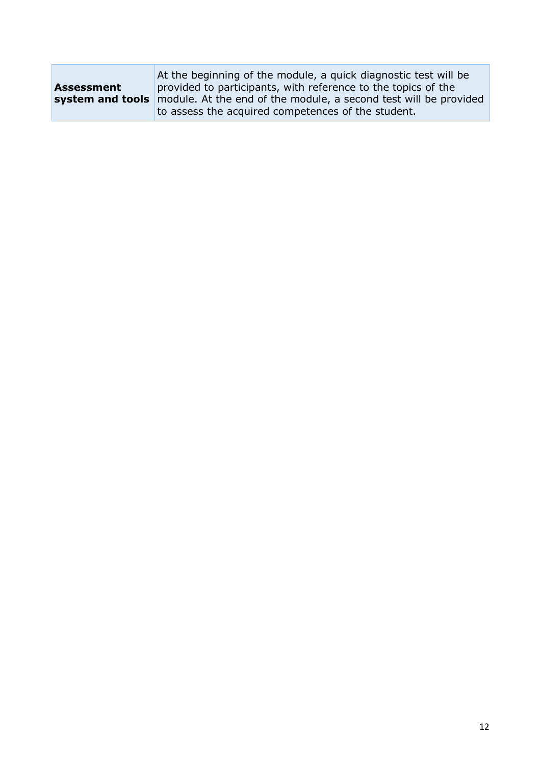| **Assessment system and tools** | At the beginning of the module, a quick diagnostic test will be provided to participants, with reference to the topics of the module. At the end of the module, a second test will be provided to assess the acquired competences of the student. |
|---|---|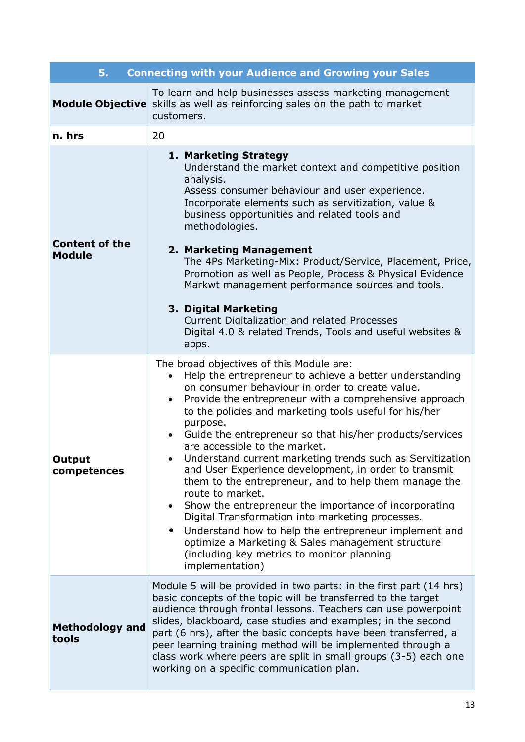| 5. Connecting with your Audience and Growing your Sales | |
|---|---|
| **Module Objective** | To learn and help businesses assess marketing management skills as well as reinforcing sales on the path to market customers. |
| **n. hrs** | 20 |
| **Content of the Module** | **1. Marketing Strategy**<br>Understand the market context and competitive position analysis.<br>Assess consumer behaviour and user experience.<br>Incorporate elements such as servitization, value & business opportunities and related tools and methodologies.<br><br>**2. Marketing Management**<br>The 4Ps Marketing-Mix: Product/Service, Placement, Price, Promotion as well as People, Process & Physical Evidence<br>Markwt management performance sources and tools.<br><br>**3. Digital Marketing**<br>Current Digitalization and related Processes<br>Digital 4.0 & related Trends, Tools and useful websites & apps. |
| **Output competences** | The broad objectives of this Module are:<br>• Help the entrepreneur to achieve a better understanding on consumer behaviour in order to create value.<br>• Provide the entrepreneur with a comprehensive approach to the policies and marketing tools useful for his/her purpose.<br>• Guide the entrepreneur so that his/her products/services are accessible to the market.<br>• Understand current marketing trends such as Servitization and User Experience development, in order to transmit them to the entrepreneur, and to help them manage the route to market.<br>• Show the entrepreneur the importance of incorporating Digital Transformation into marketing processes.<br>• Understand how to help the entrepreneur implement and optimize a Marketing & Sales management structure (including key metrics to monitor planning implementation) |
| **Methodology and tools** | Module 5 will be provided in two parts: in the first part (14 hrs) basic concepts of the topic will be transferred to the target audience through frontal lessons. Teachers can use powerpoint slides, blackboard, case studies and examples; in the second part (6 hrs), after the basic concepts have been transferred, a peer learning training method will be implemented through a class work where peers are split in small groups (3-5) each one working on a specific communication plan. |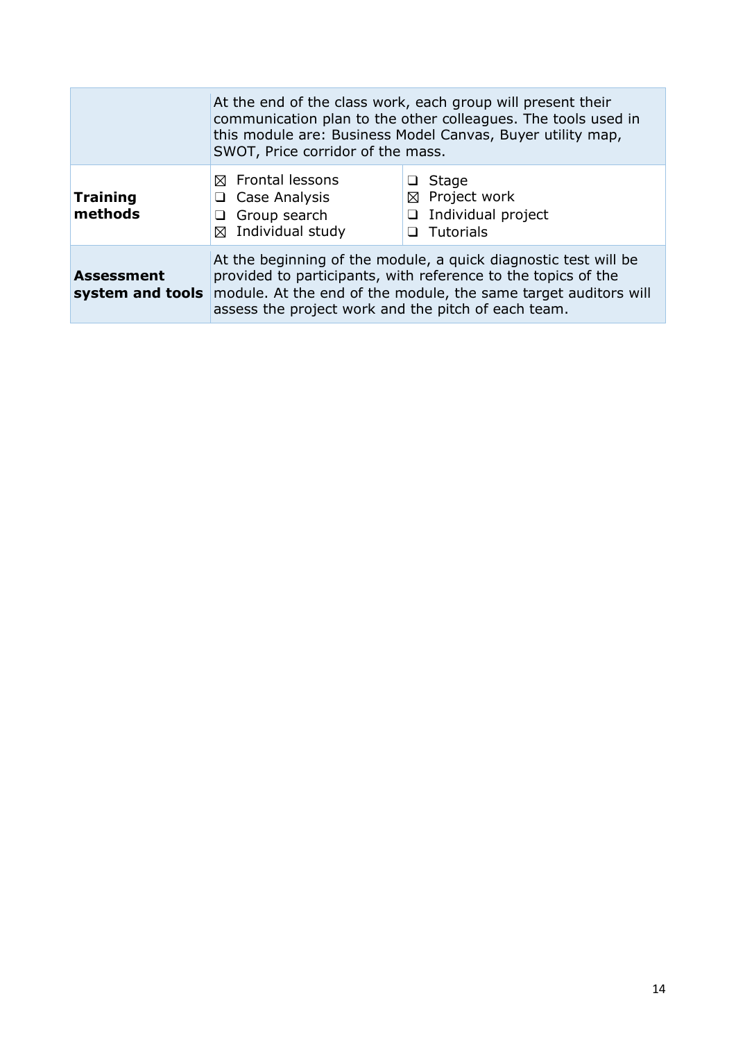| | | |
|---|---|---|
| | At the end of the class work, each group will present their communication plan to the other colleagues. The tools used in this module are: Business Model Canvas, Buyer utility map, SWOT, Price corridor of the mass. | |
| **Training methods** | ☒ Frontal lessons<br>❑ Case Analysis<br>❑ Group search<br>☒ Individual study | ❑ Stage<br>☒ Project work<br>❑ Individual project<br>❑ Tutorials |
| **Assessment system and tools** | At the beginning of the module, a quick diagnostic test will be provided to participants, with reference to the topics of the module. At the end of the module, the same target auditors will assess the project work and the pitch of each team. | |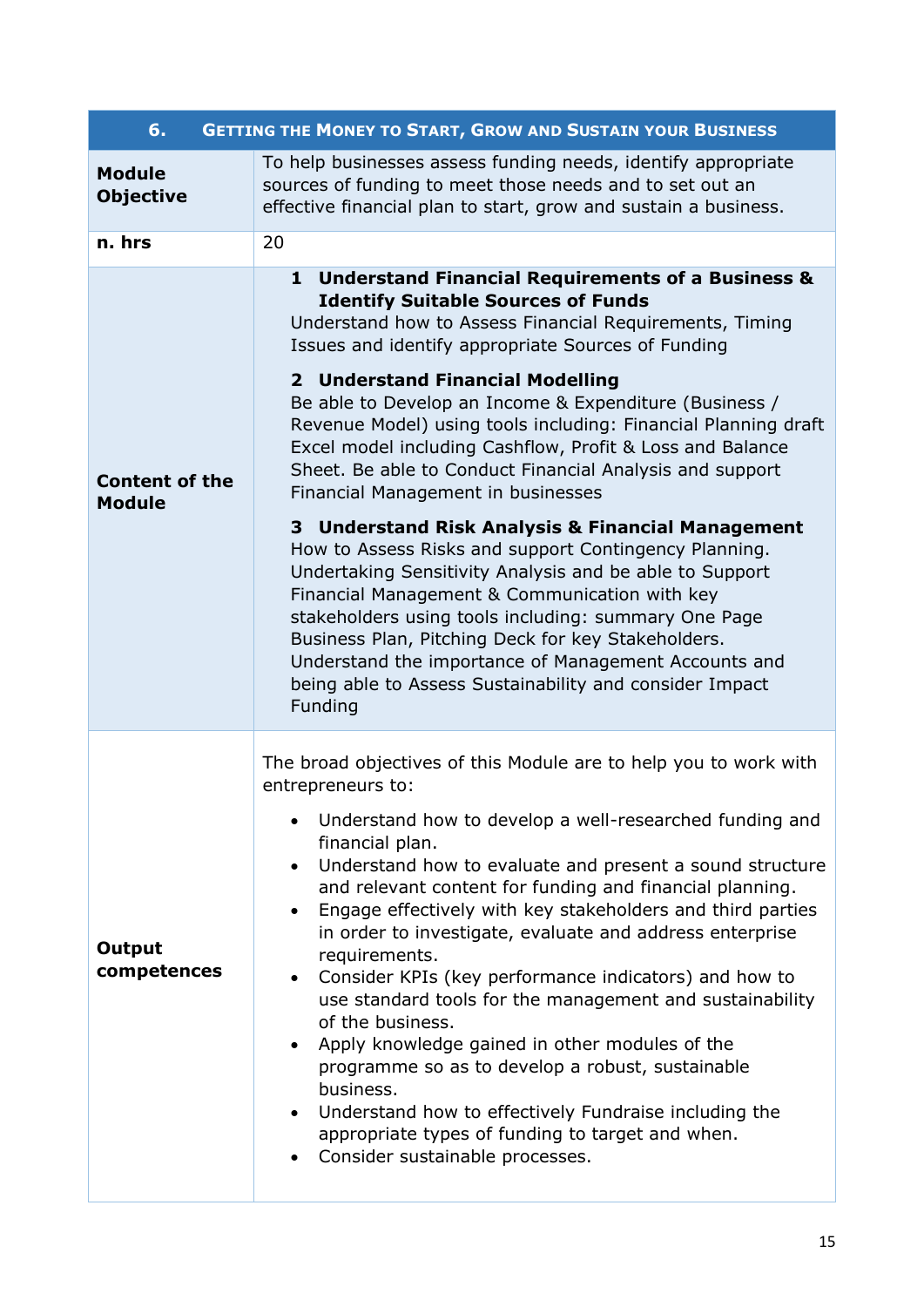| 6. GETTING THE MONEY TO START, GROW AND SUSTAIN YOUR BUSINESS | |
|---|---|
| **Module Objective** | To help businesses assess funding needs, identify appropriate sources of funding to meet those needs and to set out an effective financial plan to start, grow and sustain a business. |
| **n. hrs** | 20 |
| **Content of the Module** | **1 Understand Financial Requirements of a Business & Identify Suitable Sources of Funds**<br>Understand how to Assess Financial Requirements, Timing Issues and identify appropriate Sources of Funding<br><br>**2 Understand Financial Modelling**<br>Be able to Develop an Income & Expenditure (Business / Revenue Model) using tools including: Financial Planning draft Excel model including Cashflow, Profit & Loss and Balance Sheet. Be able to Conduct Financial Analysis and support Financial Management in businesses<br><br>**3 Understand Risk Analysis & Financial Management**<br>How to Assess Risks and support Contingency Planning. Undertaking Sensitivity Analysis and be able to Support Financial Management & Communication with key stakeholders using tools including: summary One Page Business Plan, Pitching Deck for key Stakeholders. Understand the importance of Management Accounts and being able to Assess Sustainability and consider Impact Funding |
| **Output competences** | The broad objectives of this Module are to help you to work with entrepreneurs to:<br><br>• Understand how to develop a well-researched funding and financial plan.<br>• Understand how to evaluate and present a sound structure and relevant content for funding and financial planning.<br>• Engage effectively with key stakeholders and third parties in order to investigate, evaluate and address enterprise requirements.<br>• Consider KPIs (key performance indicators) and how to use standard tools for the management and sustainability of the business.<br>• Apply knowledge gained in other modules of the programme so as to develop a robust, sustainable business.<br>• Understand how to effectively Fundraise including the appropriate types of funding to target and when.<br>• Consider sustainable processes. |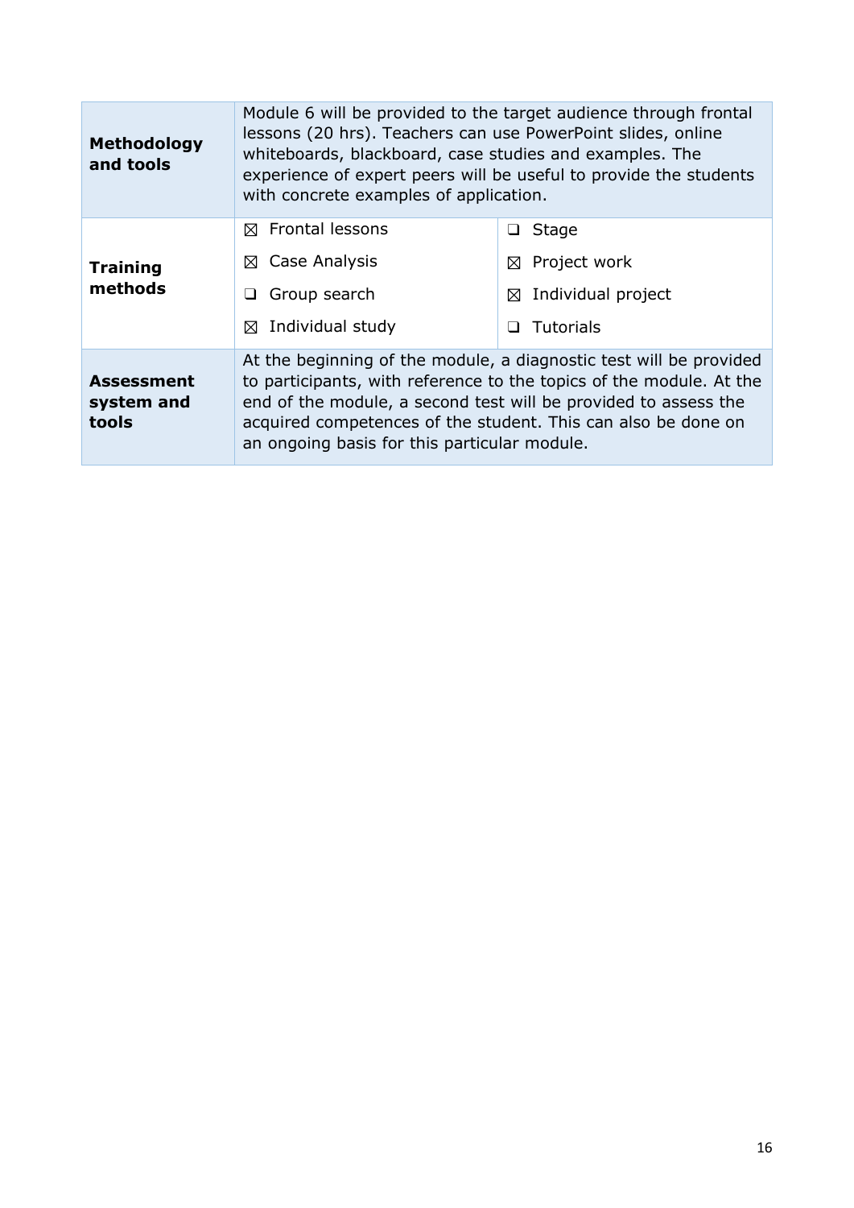| | | |
|---|---|---|
| **Methodology and tools** | Module 6 will be provided to the target audience through frontal lessons (20 hrs). Teachers can use PowerPoint slides, online whiteboards, blackboard, case studies and examples. The experience of expert peers will be useful to provide the students with concrete examples of application. | |
| **Training methods** | ☒ Frontal lessons | ❑ Stage |
| | ☒ Case Analysis | ☒ Project work |
| | ❑ Group search | ☒ Individual project |
| | ☒ Individual study | ❑ Tutorials |
| **Assessment system and tools** | At the beginning of the module, a diagnostic test will be provided to participants, with reference to the topics of the module. At the end of the module, a second test will be provided to assess the acquired competences of the student. This can also be done on an ongoing basis for this particular module. | |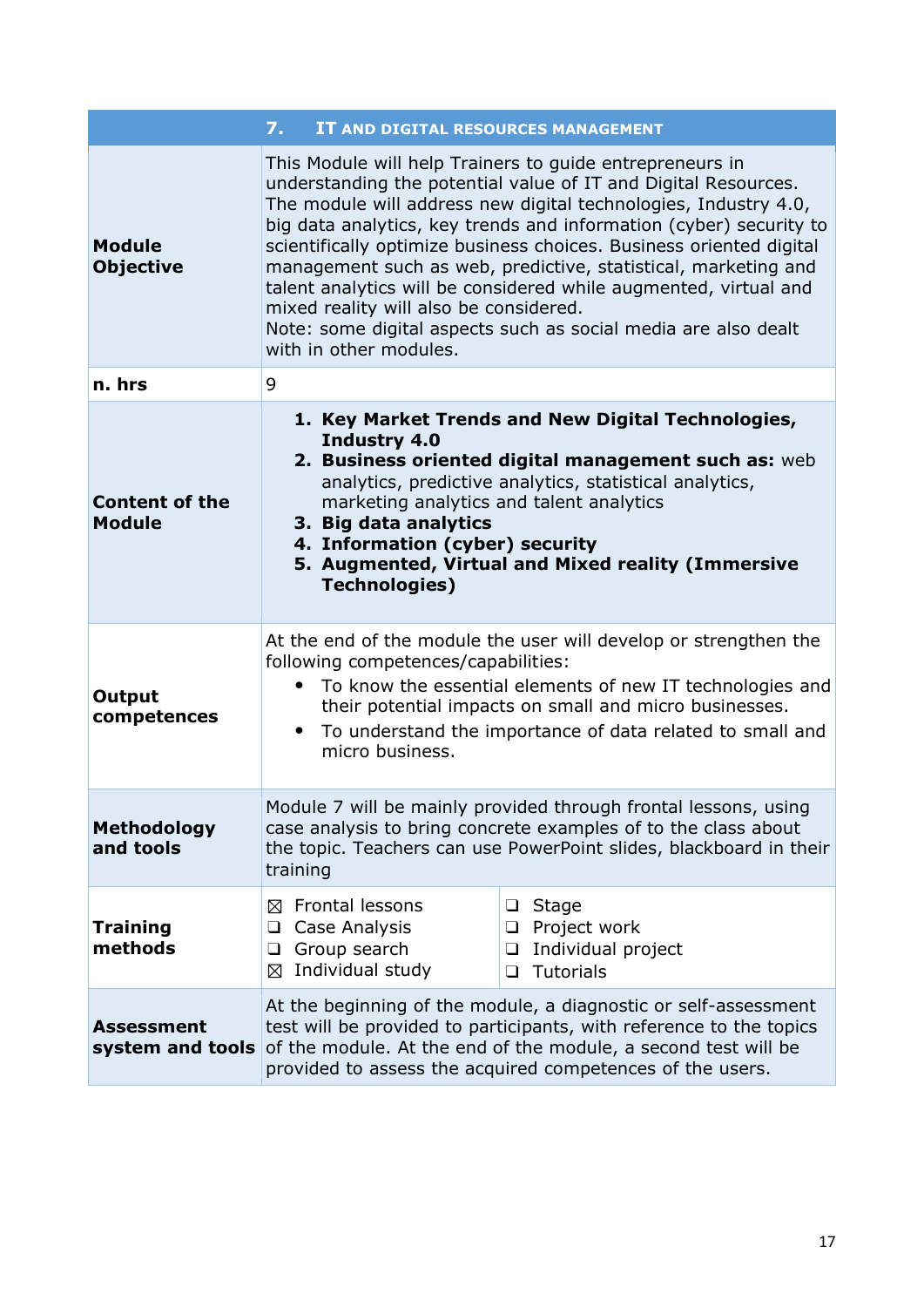| | 7. IT AND DIGITAL RESOURCES MANAGEMENT | |
|---|---|---|
| **Module Objective** | This Module will help Trainers to guide entrepreneurs in understanding the potential value of IT and Digital Resources. The module will address new digital technologies, Industry 4.0, big data analytics, key trends and information (cyber) security to scientifically optimize business choices. Business oriented digital management such as web, predictive, statistical, marketing and talent analytics will be considered while augmented, virtual and mixed reality will also be considered.<br>Note: some digital aspects such as social media are also dealt with in other modules. | |
| **n. hrs** | 9 | |
| **Content of the Module** | 1. **Key Market Trends and New Digital Technologies, Industry 4.0**<br>2. **Business oriented digital management such as:** web analytics, predictive analytics, statistical analytics, marketing analytics and talent analytics<br>3. **Big data analytics**<br>4. **Information (cyber) security**<br>5. **Augmented, Virtual and Mixed reality (Immersive Technologies)** | |
| **Output competences** | At the end of the module the user will develop or strengthen the following competences/capabilities:<br>• To know the essential elements of new IT technologies and their potential impacts on small and micro businesses.<br>• To understand the importance of data related to small and micro business. | |
| **Methodology and tools** | Module 7 will be mainly provided through frontal lessons, using case analysis to bring concrete examples of to the class about the topic. Teachers can use PowerPoint slides, blackboard in their training | |
| **Training methods** | ☒ Frontal lessons<br>❑ Case Analysis<br>❑ Group search<br>☒ Individual study | ❑ Stage<br>❑ Project work<br>❑ Individual project<br>❑ Tutorials |
| **Assessment system and tools** | At the beginning of the module, a diagnostic or self-assessment test will be provided to participants, with reference to the topics of the module. At the end of the module, a second test will be provided to assess the acquired competences of the users. | |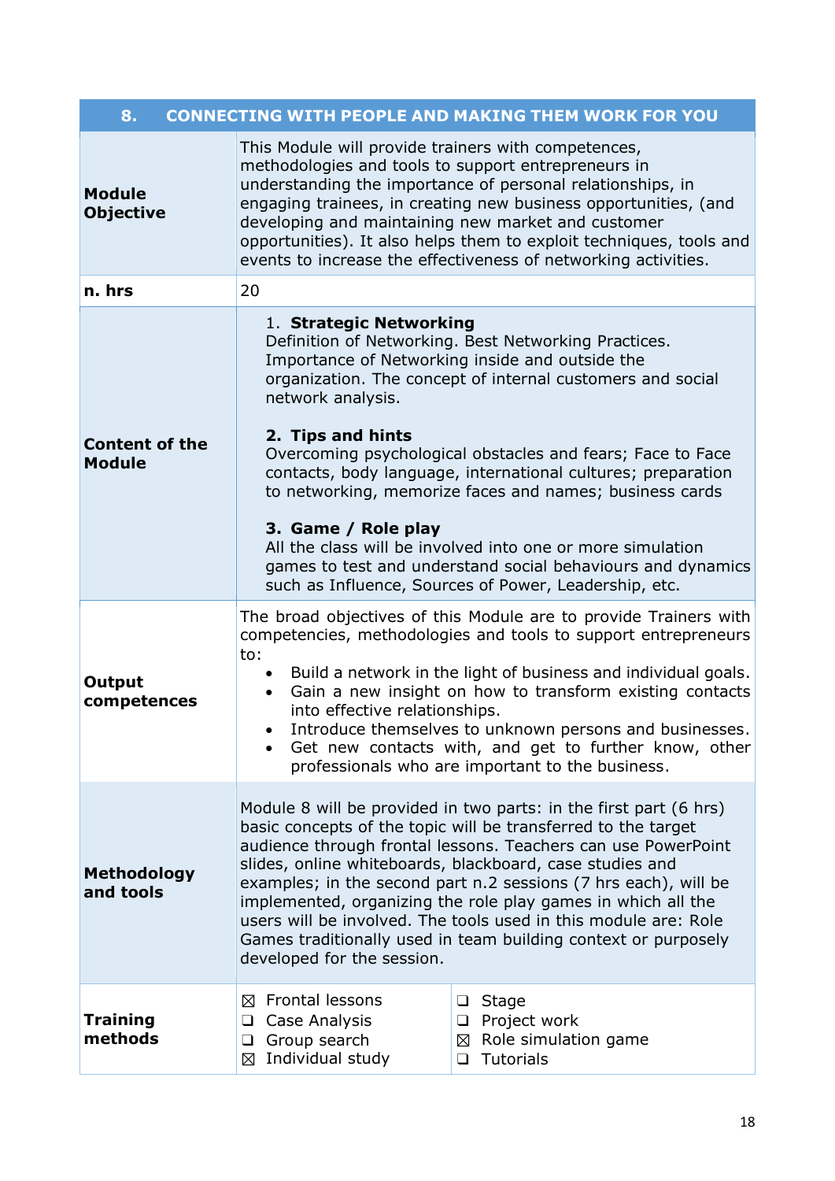| 8. CONNECTING WITH PEOPLE AND MAKING THEM WORK FOR YOU | | |
|---|---|---|
| **Module Objective** | This Module will provide trainers with competences, methodologies and tools to support entrepreneurs in understanding the importance of personal relationships, in engaging trainees, in creating new business opportunities, (and developing and maintaining new market and customer opportunities). It also helps them to exploit techniques, tools and events to increase the effectiveness of networking activities. | |
| **n. hrs** | 20 | |
| **Content of the Module** | 1. **Strategic Networking**<br>Definition of Networking. Best Networking Practices. Importance of Networking inside and outside the organization. The concept of internal customers and social network analysis.<br><br>2. **Tips and hints**<br>Overcoming psychological obstacles and fears; Face to Face contacts, body language, international cultures; preparation to networking, memorize faces and names; business cards<br><br>3. **Game / Role play**<br>All the class will be involved into one or more simulation games to test and understand social behaviours and dynamics such as Influence, Sources of Power, Leadership, etc. | |
| **Output competences** | The broad objectives of this Module are to provide Trainers with competencies, methodologies and tools to support entrepreneurs to:<br>• Build a network in the light of business and individual goals.<br>• Gain a new insight on how to transform existing contacts into effective relationships.<br>• Introduce themselves to unknown persons and businesses.<br>• Get new contacts with, and get to further know, other professionals who are important to the business. | |
| **Methodology and tools** | Module 8 will be provided in two parts: in the first part (6 hrs) basic concepts of the topic will be transferred to the target audience through frontal lessons. Teachers can use PowerPoint slides, online whiteboards, blackboard, case studies and examples; in the second part n.2 sessions (7 hrs each), will be implemented, organizing the role play games in which all the users will be involved. The tools used in this module are: Role Games traditionally used in team building context or purposely developed for the session. | |
| **Training methods** | ☒ Frontal lessons<br>❑ Case Analysis<br>❑ Group search<br>☒ Individual study | ❑ Stage<br>❑ Project work<br>☒ Role simulation game<br>❑ Tutorials |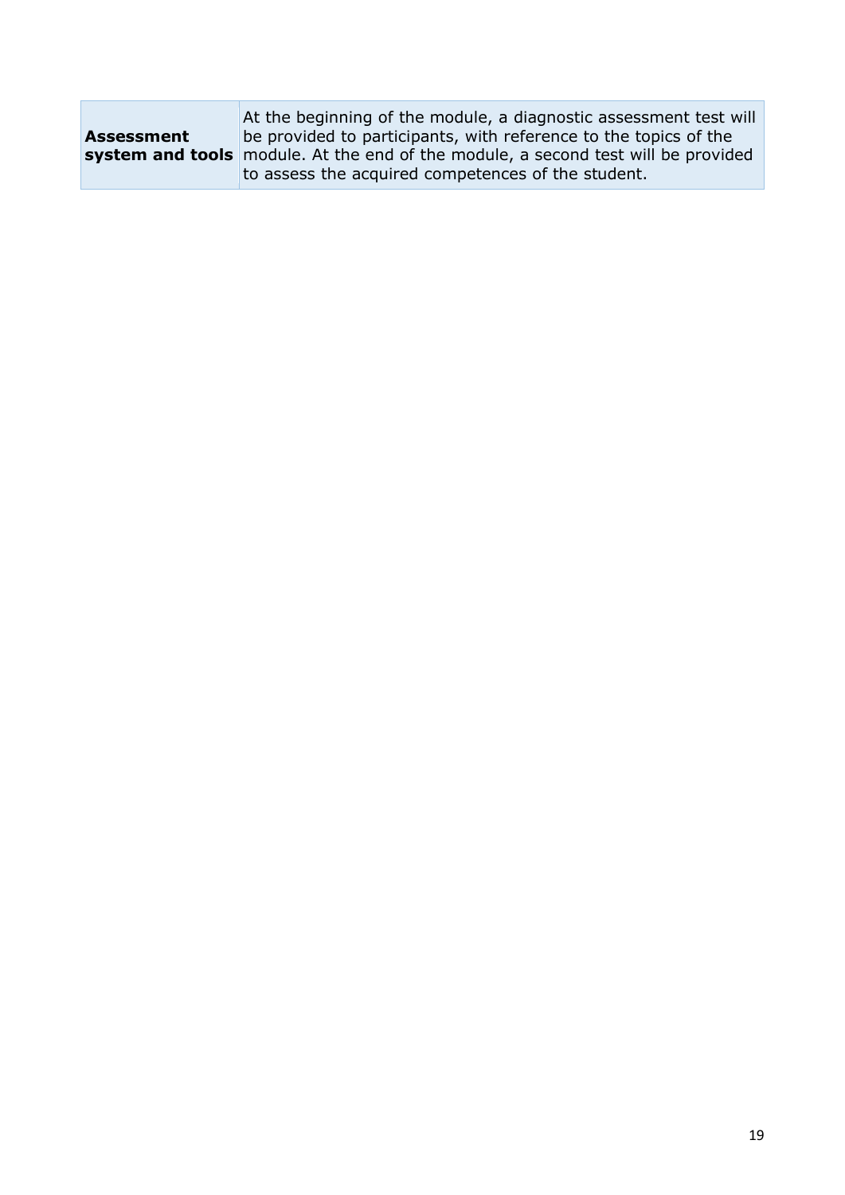| **Assessment system and tools** | At the beginning of the module, a diagnostic assessment test will be provided to participants, with reference to the topics of the module. At the end of the module, a second test will be provided to assess the acquired competences of the student. |
|---|---|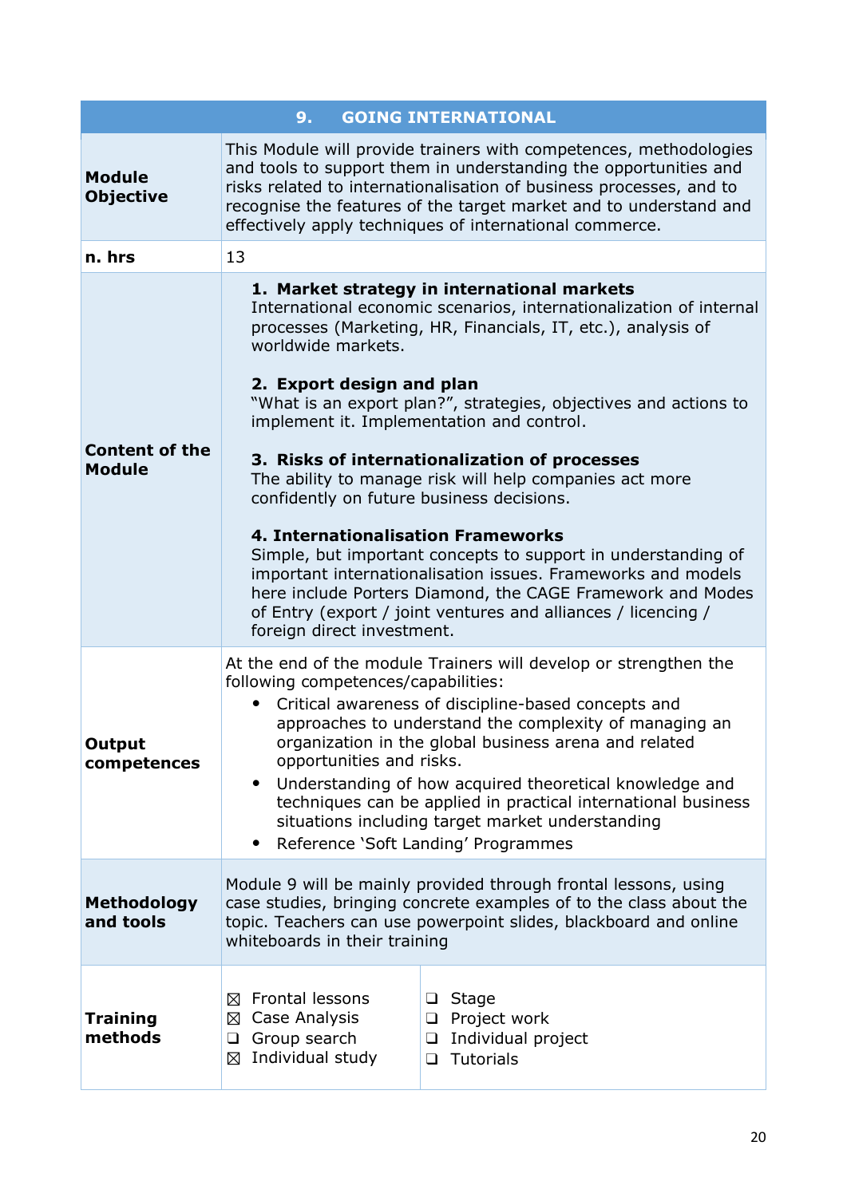| 9. GOING INTERNATIONAL | | |
|---|---|---|
| **Module Objective** | This Module will provide trainers with competences, methodologies and tools to support them in understanding the opportunities and risks related to internationalisation of business processes, and to recognise the features of the target market and to understand and effectively apply techniques of international commerce. | |
| **n. hrs** | 13 | |
| **Content of the Module** | **1. Market strategy in international markets**<br>International economic scenarios, internationalization of internal processes (Marketing, HR, Financials, IT, etc.), analysis of worldwide markets.<br><br>**2. Export design and plan**<br>"What is an export plan?", strategies, objectives and actions to implement it. Implementation and control.<br><br>**3. Risks of internationalization of processes**<br>The ability to manage risk will help companies act more confidently on future business decisions.<br><br>**4. Internationalisation Frameworks**<br>Simple, but important concepts to support in understanding of important internationalisation issues. Frameworks and models here include Porters Diamond, the CAGE Framework and Modes of Entry (export / joint ventures and alliances / licencing / foreign direct investment. | |
| **Output competences** | At the end of the module Trainers will develop or strengthen the following competences/capabilities:<br>• Critical awareness of discipline-based concepts and approaches to understand the complexity of managing an organization in the global business arena and related opportunities and risks.<br>• Understanding of how acquired theoretical knowledge and techniques can be applied in practical international business situations including target market understanding<br>• Reference 'Soft Landing' Programmes | |
| **Methodology and tools** | Module 9 will be mainly provided through frontal lessons, using case studies, bringing concrete examples of to the class about the topic. Teachers can use powerpoint slides, blackboard and online whiteboards in their training | |
| **Training methods** | ☒ Frontal lessons<br>☒ Case Analysis<br>❑ Group search<br>☒ Individual study | ❑ Stage<br>❑ Project work<br>❑ Individual project<br>❑ Tutorials |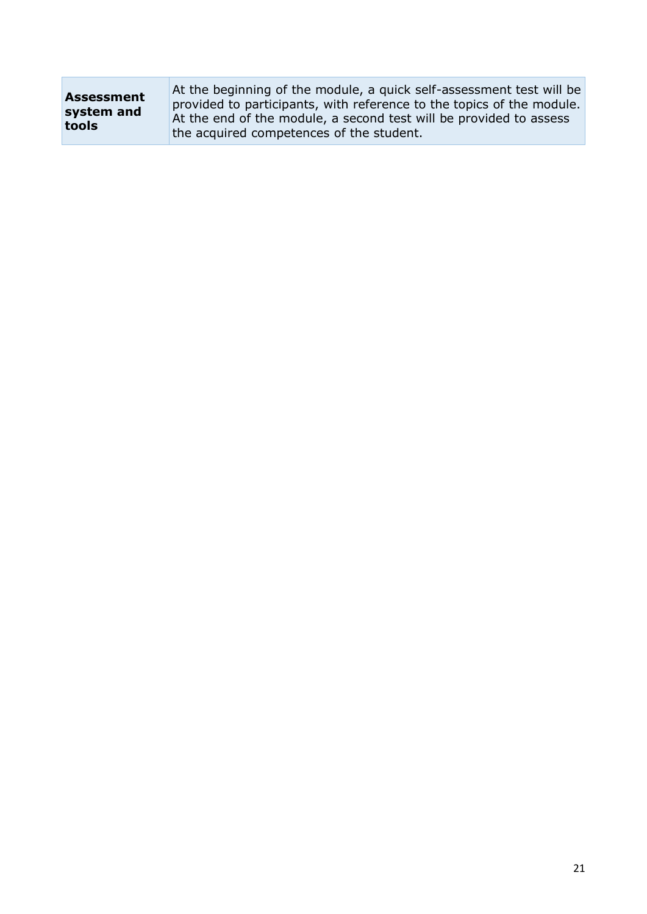| **Assessment system and tools** | At the beginning of the module, a quick self-assessment test will be provided to participants, with reference to the topics of the module. At the end of the module, a second test will be provided to assess the acquired competences of the student. |
|---|---|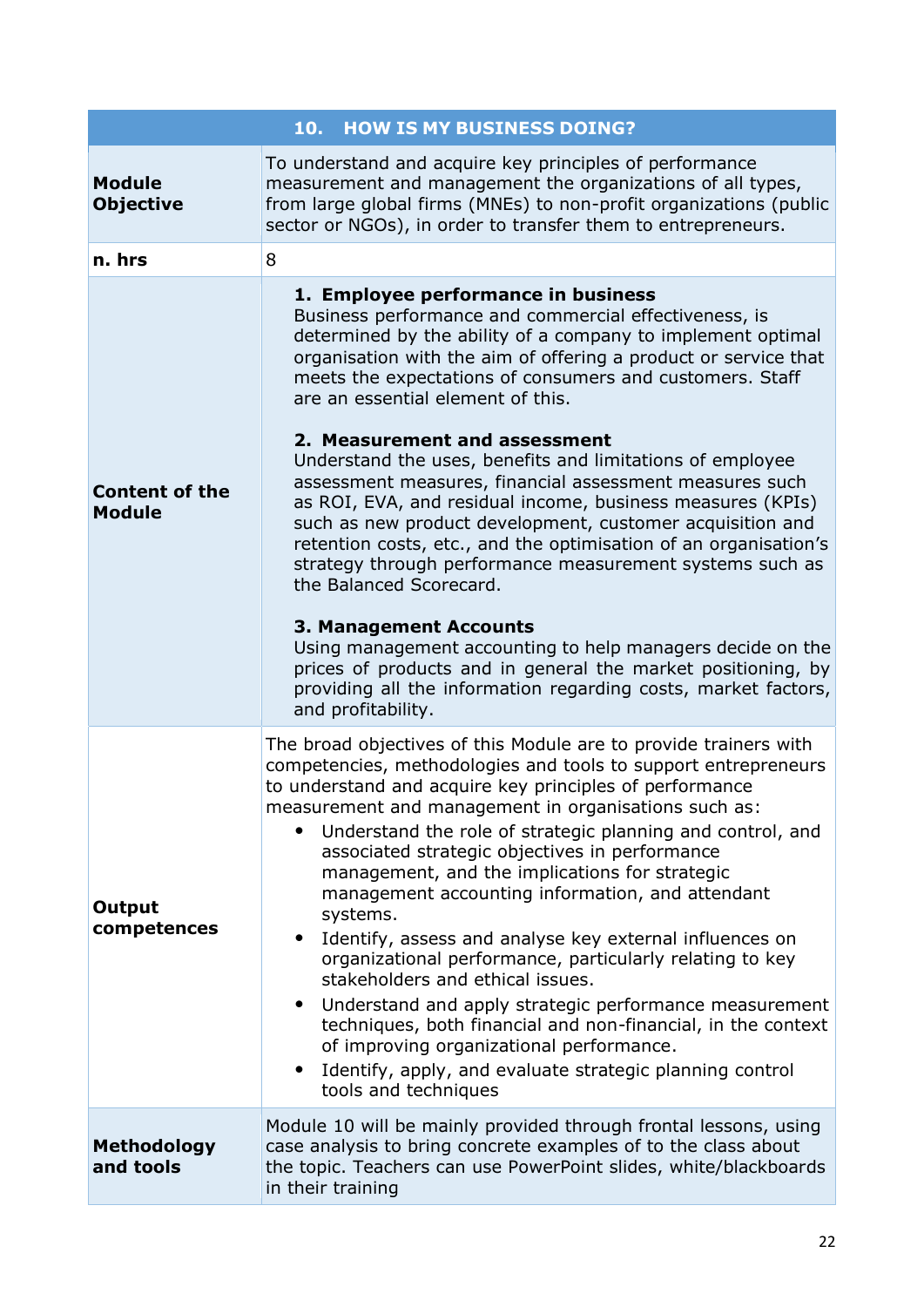| 10. HOW IS MY BUSINESS DOING? | |
|---|---|
| **Module Objective** | To understand and acquire key principles of performance measurement and management the organizations of all types, from large global firms (MNEs) to non-profit organizations (public sector or NGOs), in order to transfer them to entrepreneurs. |
| **n. hrs** | 8 |
| **Content of the Module** | **1. Employee performance in business**<br>Business performance and commercial effectiveness, is determined by the ability of a company to implement optimal organisation with the aim of offering a product or service that meets the expectations of consumers and customers. Staff are an essential element of this.<br><br>**2. Measurement and assessment**<br>Understand the uses, benefits and limitations of employee assessment measures, financial assessment measures such as ROI, EVA, and residual income, business measures (KPIs) such as new product development, customer acquisition and retention costs, etc., and the optimisation of an organisation's strategy through performance measurement systems such as the Balanced Scorecard.<br><br>**3. Management Accounts**<br>Using management accounting to help managers decide on the prices of products and in general the market positioning, by providing all the information regarding costs, market factors, and profitability. |
| **Output competences** | The broad objectives of this Module are to provide trainers with competencies, methodologies and tools to support entrepreneurs to understand and acquire key principles of performance measurement and management in organisations such as:<br>• Understand the role of strategic planning and control, and associated strategic objectives in performance management, and the implications for strategic management accounting information, and attendant systems.<br>• Identify, assess and analyse key external influences on organizational performance, particularly relating to key stakeholders and ethical issues.<br>• Understand and apply strategic performance measurement techniques, both financial and non-financial, in the context of improving organizational performance.<br>• Identify, apply, and evaluate strategic planning control tools and techniques |
| **Methodology and tools** | Module 10 will be mainly provided through frontal lessons, using case analysis to bring concrete examples of to the class about the topic. Teachers can use PowerPoint slides, white/blackboards in their training |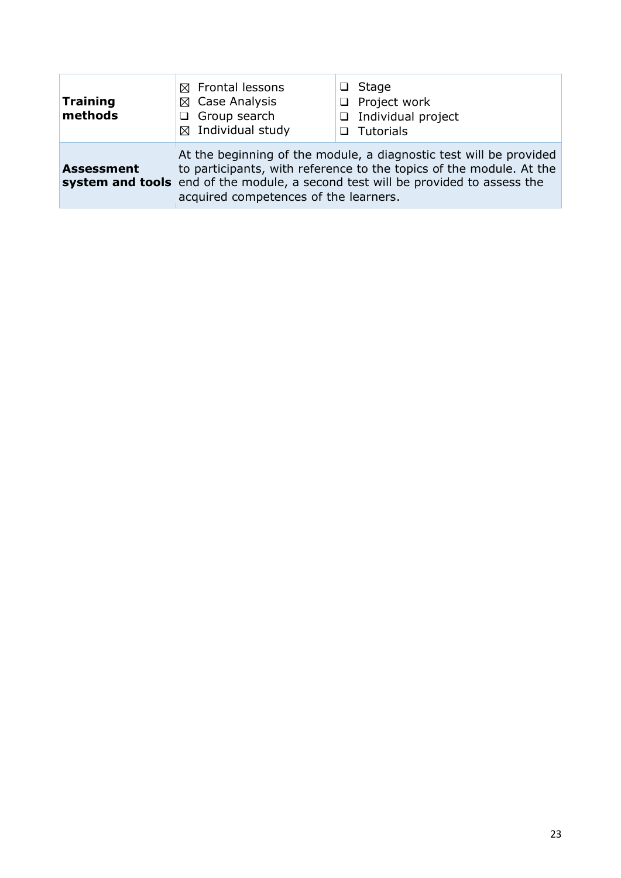| | | |
|---|---|---|
| **Training methods** | ☒ Frontal lessons<br>☒ Case Analysis<br>❑ Group search<br>☒ Individual study | ❑ Stage<br>❑ Project work<br>❑ Individual project<br>❑ Tutorials |
| **Assessment system and tools** | At the beginning of the module, a diagnostic test will be provided to participants, with reference to the topics of the module. At the end of the module, a second test will be provided to assess the acquired competences of the learners. | |